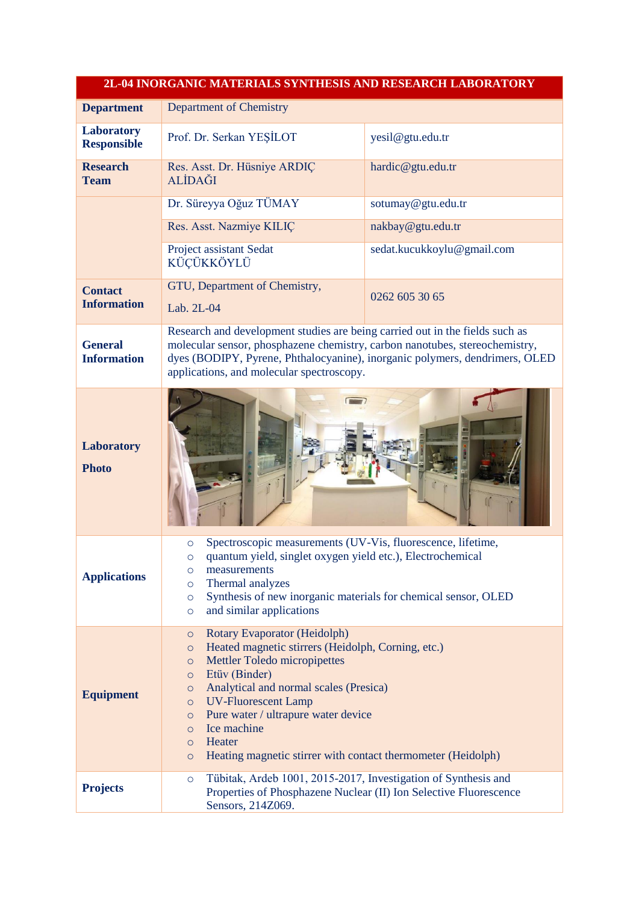| 2L-04 INORGANIC MATERIALS SYNTHESIS AND RESEARCH LABORATORY | | |
|---|---|---|
| **Department** | Department of Chemistry | |
| **Laboratory Responsible** | Prof. Dr. Serkan YEŞİLOT | yesil@gtu.edu.tr |
| **Research Team** | Res. Asst. Dr. Hüsniye ARDIÇ ALİDAĞI | hardic@gtu.edu.tr |
| | Dr. Süreyya Oğuz TÜMAY | sotumay@gtu.edu.tr |
| | Res. Asst. Nazmiye KILIÇ | nakbay@gtu.edu.tr |
| | Project assistant Sedat KÜÇÜKKÖYLÜ | sedat.kucukkoylu@gmail.com |
| **Contact Information** | GTU, Department of Chemistry, Lab. 2L-04 | 0262 605 30 65 |
| **General Information** | Research and development studies are being carried out in the fields such as molecular sensor, phosphazene chemistry, carbon nanotubes, stereochemistry, dyes (BODIPY, Pyrene, Phthalocyanine), inorganic polymers, dendrimers, OLED applications, and molecular spectroscopy. | |
| **Laboratory Photo** | | |
| **Applications** | ○ Spectroscopic measurements (UV-Vis, fluorescence, lifetime, quantum yield, singlet oxygen yield etc.), Electrochemical measurements<br>○ Thermal analyzes<br>○ Synthesis of new inorganic materials for chemical sensor, OLED and similar applications | |
| **Equipment** | ○ Rotary Evaporator (Heidolph)<br>○ Heated magnetic stirrers (Heidolph, Corning, etc.)<br>○ Mettler Toledo micropipettes<br>○ Etüv (Binder)<br>○ Analytical and normal scales (Presica)<br>○ UV-Fluorescent Lamp<br>○ Pure water / ultrapure water device<br>○ Ice machine<br>○ Heater<br>○ Heating magnetic stirrer with contact thermometer (Heidolph) | |
| **Projects** | ○ Tübitak, Ardeb 1001, 2015-2017, Investigation of Synthesis and Properties of Phosphazene Nuclear (II) Ion Selective Fluorescence Sensors, 214Z069. | |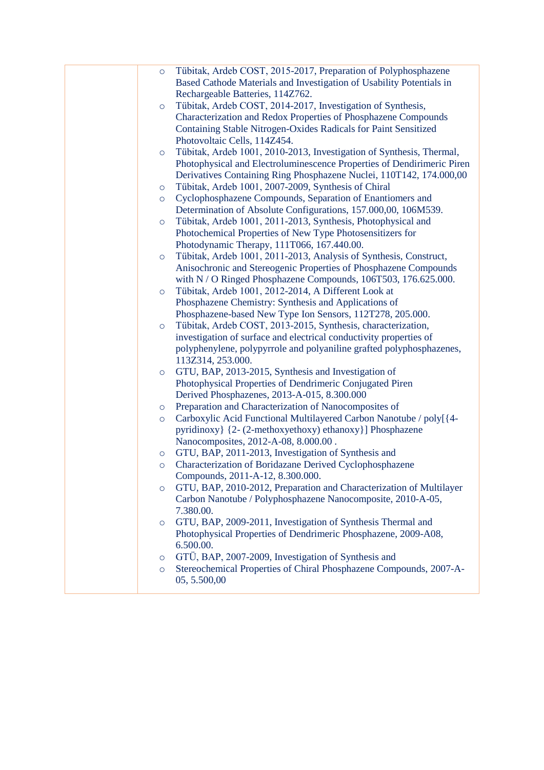- Tübitak, Ardeb COST, 2015-2017, Preparation of Polyphosphazene Based Cathode Materials and Investigation of Usability Potentials in Rechargeable Batteries, 114Z762.
- Tübitak, Ardeb COST, 2014-2017, Investigation of Synthesis, Characterization and Redox Properties of Phosphazene Compounds Containing Stable Nitrogen-Oxides Radicals for Paint Sensitized Photovoltaic Cells, 114Z454.
- Tübitak, Ardeb 1001, 2010-2013, Investigation of Synthesis, Thermal, Photophysical and Electroluminescence Properties of Dendirimeric Piren Derivatives Containing Ring Phosphazene Nuclei, 110T142, 174.000,00
- Tübitak, Ardeb 1001, 2007-2009, Synthesis of Chiral
- Cyclophosphazene Compounds, Separation of Enantiomers and Determination of Absolute Configurations, 157.000,00, 106M539.
- Tübitak, Ardeb 1001, 2011-2013, Synthesis, Photophysical and Photochemical Properties of New Type Photosensitizers for Photodynamic Therapy, 111T066, 167.440.00.
- Tübitak, Ardeb 1001, 2011-2013, Analysis of Synthesis, Construct, Anisochronic and Stereogenic Properties of Phosphazene Compounds with N / O Ringed Phosphazene Compounds, 106T503, 176.625.000.
- Tübitak, Ardeb 1001, 2012-2014, A Different Look at Phosphazene Chemistry: Synthesis and Applications of Phosphazene-based New Type Ion Sensors, 112T278, 205.000.
- Tübitak, Ardeb COST, 2013-2015, Synthesis, characterization, investigation of surface and electrical conductivity properties of polyphenylene, polypyrrole and polyaniline grafted polyphosphazenes, 113Z314, 253.000.
- GTU, BAP, 2013-2015, Synthesis and Investigation of Photophysical Properties of Dendrimeric Conjugated Piren Derived Phosphazenes, 2013-A-015, 8.300.000
- Preparation and Characterization of Nanocomposites of
- Carboxylic Acid Functional Multilayered Carbon Nanotube / poly[{4-pyridinoxy} {2- (2-methoxyethoxy) ethanoxy}] Phosphazene Nanocomposites, 2012-A-08, 8.000.00 .
- GTU, BAP, 2011-2013, Investigation of Synthesis and
- Characterization of Boridazane Derived Cyclophosphazene Compounds, 2011-A-12, 8.300.000.
- GTU, BAP, 2010-2012, Preparation and Characterization of Multilayer Carbon Nanotube / Polyphosphazene Nanocomposite, 2010-A-05, 7.380.00.
- GTU, BAP, 2009-2011, Investigation of Synthesis Thermal and Photophysical Properties of Dendrimeric Phosphazene, 2009-A08, 6.500.00.
- GTÜ, BAP, 2007-2009, Investigation of Synthesis and
- Stereochemical Properties of Chiral Phosphazene Compounds, 2007-A-05, 5.500,00